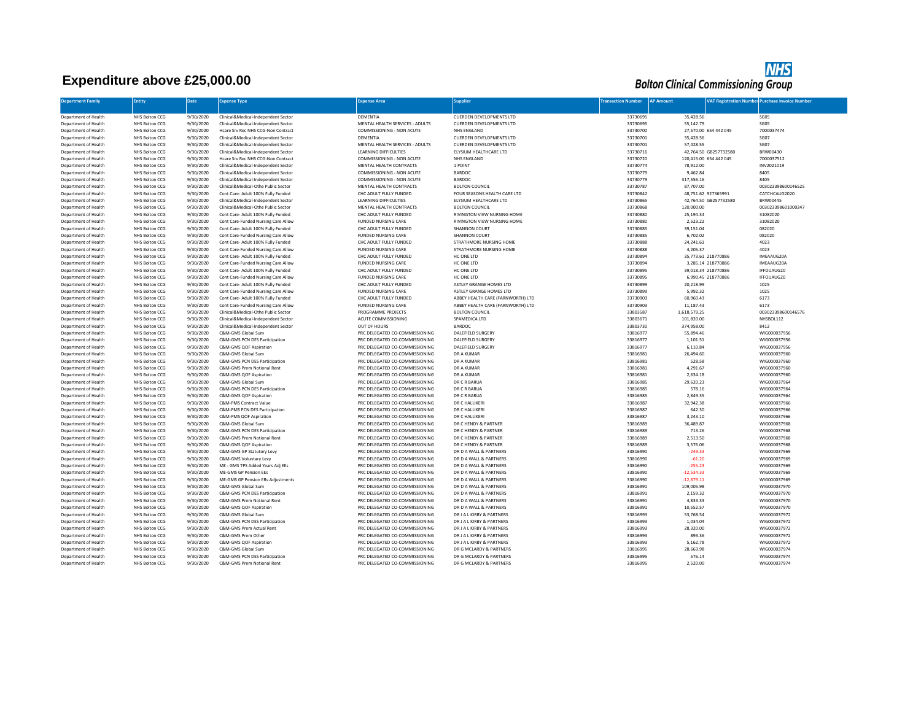# Expenditure above £25,000.00

**NHS Bolton Clinical Commissioning Group**

| Department Family | Entity | Date | Expense Type | Expense Area | Supplier | Transaction Number | AP Amount | VAT Registration Number | Purchase Invoice Number |
|---|---|---|---|---|---|---|---|---|---|
| Department of Health | NHS Bolton CCG | 9/30/2020 | Clinical&Medical-Independent Sector | DEMENTIA | CUERDEN DEVELOPMENTS LTD | 33730695 | 35,428.56 | | SG05 |
| Department of Health | NHS Bolton CCG | 9/30/2020 | Clinical&Medical-Independent Sector | MENTAL HEALTH SERVICES - ADULTS | CUERDEN DEVELOPMENTS LTD | 33730695 | 55,142.79 | | SG05 |
| Department of Health | NHS Bolton CCG | 9/30/2020 | Hcare Srv Rec NHS CCG-Non Contract | COMMISSIONING - NON ACUTE | NHS ENGLAND | 33730700 | 27,570.00 | 654 442 045 | 7000037474 |
| Department of Health | NHS Bolton CCG | 9/30/2020 | Clinical&Medical-Independent Sector | DEMENTIA | CUERDEN DEVELOPMENTS LTD | 33730701 | 35,428.56 | | SG07 |
| Department of Health | NHS Bolton CCG | 9/30/2020 | Clinical&Medical-Independent Sector | MENTAL HEALTH SERVICES - ADULTS | CUERDEN DEVELOPMENTS LTD | 33730701 | 57,428.55 | | SG07 |
| Department of Health | NHS Bolton CCG | 9/30/2020 | Clinical&Medical-Independent Sector | LEARNING DIFFICULTIES | ELYSIUM HEALTHCARE LTD | 33730716 | 42,764.50 | GB257732580 | BRW00430 |
| Department of Health | NHS Bolton CCG | 9/30/2020 | Hcare Srv Rec NHS CCG-Non Contract | COMMISSIONING - NON ACUTE | NHS ENGLAND | 33730720 | 120,415.00 | 654 442 045 | 7000037512 |
| Department of Health | NHS Bolton CCG | 9/30/2020 | Clinical&Medical-Independent Sector | MENTAL HEALTH CONTRACTS | 1 POINT | 33730774 | 78,912.00 | | INV2021019 |
| Department of Health | NHS Bolton CCG | 9/30/2020 | Clinical&Medical-Independent Sector | COMMISSIONING - NON ACUTE | BARDOC | 33730779 | 9,462.84 | | 8405 |
| Department of Health | NHS Bolton CCG | 9/30/2020 | Clinical&Medical-Independent Sector | COMMISSIONING - NON ACUTE | BARDOC | 33730779 | 317,556.16 | | 8405 |
| Department of Health | NHS Bolton CCG | 9/30/2020 | Clinical&Medical-Othe Public Sector | MENTAL HEALTH CONTRACTS | BOLTON COUNCIL | 33730787 | 87,707.00 | | 003023398600146525 |
| Department of Health | NHS Bolton CCG | 9/30/2020 | Cont Care- Adult 100% Fully Funded | CHC ADULT FULLY FUNDED | FOUR SEASONS HEALTH CARE LTD | 33730842 | 48,751.62 | 927365991 | CATCHCAUG2020 |
| Department of Health | NHS Bolton CCG | 9/30/2020 | Clinical&Medical-Independent Sector | LEARNING DIFFICULTIES | ELYSIUM HEALTHCARE LTD | 33730865 | 42,764.50 | GB257732580 | BRW00445 |
| Department of Health | NHS Bolton CCG | 9/30/2020 | Clinical&Medical-Othe Public Sector | MENTAL HEALTH CONTRACTS | BOLTON COUNCIL | 33730868 | 120,000.00 | | 003023398601000247 |
| Department of Health | NHS Bolton CCG | 9/30/2020 | Cont Care- Adult 100% Fully Funded | CHC ADULT FULLY FUNDED | RIVINGTON VIEW NURSING HOME | 33730880 | 25,194.34 | | 31082020 |
| Department of Health | NHS Bolton CCG | 9/30/2020 | Cont Care-Funded Nursing Care Allow | FUNDED NURSING CARE | RIVINGTON VIEW NURSING HOME | 33730880 | 2,523.22 | | 31082020 |
| Department of Health | NHS Bolton CCG | 9/30/2020 | Cont Care- Adult 100% Fully Funded | CHC ADULT FULLY FUNDED | SHANNON COURT | 33730885 | 39,151.04 | | 082020 |
| Department of Health | NHS Bolton CCG | 9/30/2020 | Cont Care-Funded Nursing Care Allow | FUNDED NURSING CARE | SHANNON COURT | 33730885 | 6,702.02 | | 082020 |
| Department of Health | NHS Bolton CCG | 9/30/2020 | Cont Care- Adult 100% Fully Funded | CHC ADULT FULLY FUNDED | STRATHMORE NURSING HOME | 33730888 | 24,241.61 | | 4023 |
| Department of Health | NHS Bolton CCG | 9/30/2020 | Cont Care-Funded Nursing Care Allow | FUNDED NURSING CARE | STRATHMORE NURSING HOME | 33730888 | 4,205.37 | | 4023 |
| Department of Health | NHS Bolton CCG | 9/30/2020 | Cont Care- Adult 100% Fully Funded | CHC ADULT FULLY FUNDED | HC ONE LTD | 33730894 | 35,773.61 | 218770886 | IMEAAUG20A |
| Department of Health | NHS Bolton CCG | 9/30/2020 | Cont Care-Funded Nursing Care Allow | FUNDED NURSING CARE | HC ONE LTD | 33730894 | 3,285.14 | 218770886 | IMEAAUG20A |
| Department of Health | NHS Bolton CCG | 9/30/2020 | Cont Care- Adult 100% Fully Funded | CHC ADULT FULLY FUNDED | HC ONE LTD | 33730895 | 39,018.34 | 218770886 | IFFOUAUG20 |
| Department of Health | NHS Bolton CCG | 9/30/2020 | Cont Care-Funded Nursing Care Allow | FUNDED NURSING CARE | HC ONE LTD | 33730895 | 6,990.45 | 218770886 | IFFOUAUG20 |
| Department of Health | NHS Bolton CCG | 9/30/2020 | Cont Care- Adult 100% Fully Funded | CHC ADULT FULLY FUNDED | ASTLEY GRANGE HOMES LTD | 33730899 | 20,218.99 | | 1025 |
| Department of Health | NHS Bolton CCG | 9/30/2020 | Cont Care-Funded Nursing Care Allow | FUNDED NURSING CARE | ASTLEY GRANGE HOMES LTD | 33730899 | 5,992.32 | | 1025 |
| Department of Health | NHS Bolton CCG | 9/30/2020 | Cont Care- Adult 100% Fully Funded | CHC ADULT FULLY FUNDED | ABBEY HEALTH CARE (FARNWORTH) LTD | 33730903 | 60,960.43 | | 6173 |
| Department of Health | NHS Bolton CCG | 9/30/2020 | Cont Care-Funded Nursing Care Allow | FUNDED NURSING CARE | ABBEY HEALTH CARE (FARNWORTH) LTD | 33730903 | 11,187.43 | | 6173 |
| Department of Health | NHS Bolton CCG | 9/30/2020 | Clinical&Medical-Othe Public Sector | PROGRAMME PROJECTS | BOLTON COUNCIL | 33803587 | 1,618,579.25 | | 003023398600146576 |
| Department of Health | NHS Bolton CCG | 9/30/2020 | Clinical&Medical-Independent Sector | ACUTE COMMISSIONING | SPAMEDICA LTD | 33803671 | 101,820.00 | | NHSBOL112 |
| Department of Health | NHS Bolton CCG | 9/30/2020 | Clinical&Medical-Independent Sector | OUT OF HOURS | BARDOC | 33803730 | 374,958.00 | | 8412 |
| Department of Health | NHS Bolton CCG | 9/30/2020 | C&M-GMS Global Sum | PRC DELEGATED CO-COMMISSIONING | DALEFIELD SURGERY | 33816977 | 55,894.46 | | WIG000037956 |
| Department of Health | NHS Bolton CCG | 9/30/2020 | C&M-GMS PCN DES Participation | PRC DELEGATED CO-COMMISSIONING | DALEFIELD SURGERY | 33816977 | 1,101.51 | | WIG000037956 |
| Department of Health | NHS Bolton CCG | 9/30/2020 | C&M-GMS QOF Aspiration | PRC DELEGATED CO-COMMISSIONING | DALEFIELD SURGERY | 33816977 | 6,110.84 | | WIG000037956 |
| Department of Health | NHS Bolton CCG | 9/30/2020 | C&M-GMS Global Sum | PRC DELEGATED CO-COMMISSIONING | DR A KUMAR | 33816981 | 26,494.60 | | WIG000037960 |
| Department of Health | NHS Bolton CCG | 9/30/2020 | C&M-GMS PCN DES Participation | PRC DELEGATED CO-COMMISSIONING | DR A KUMAR | 33816981 | 528.58 | | WIG000037960 |
| Department of Health | NHS Bolton CCG | 9/30/2020 | C&M-GMS Prem Notional Rent | PRC DELEGATED CO-COMMISSIONING | DR A KUMAR | 33816981 | 4,291.67 | | WIG000037960 |
| Department of Health | NHS Bolton CCG | 9/30/2020 | C&M-GMS QOF Aspiration | PRC DELEGATED CO-COMMISSIONING | DR A KUMAR | 33816981 | 2,634.18 | | WIG000037960 |
| Department of Health | NHS Bolton CCG | 9/30/2020 | C&M-GMS Global Sum | PRC DELEGATED CO-COMMISSIONING | DR C R BARUA | 33816985 | 29,620.23 | | WIG000037964 |
| Department of Health | NHS Bolton CCG | 9/30/2020 | C&M-GMS PCN DES Participation | PRC DELEGATED CO-COMMISSIONING | DR C R BARUA | 33816985 | 578.16 | | WIG000037964 |
| Department of Health | NHS Bolton CCG | 9/30/2020 | C&M-GMS QOF Aspiration | PRC DELEGATED CO-COMMISSIONING | DR C R BARUA | 33816985 | 2,849.35 | | WIG000037964 |
| Department of Health | NHS Bolton CCG | 9/30/2020 | C&M-PMS Contract Value | PRC DELEGATED CO-COMMISSIONING | DR C HALLIKERI | 33816987 | 32,942.38 | | WIG000037966 |
| Department of Health | NHS Bolton CCG | 9/30/2020 | C&M-PMS PCN DES Participation | PRC DELEGATED CO-COMMISSIONING | DR C HALLIKERI | 33816987 | 642.30 | | WIG000037966 |
| Department of Health | NHS Bolton CCG | 9/30/2020 | C&M-PMS QOF Aspiration | PRC DELEGATED CO-COMMISSIONING | DR C HALLIKERI | 33816987 | 3,243.10 | | WIG000037966 |
| Department of Health | NHS Bolton CCG | 9/30/2020 | C&M-GMS Global Sum | PRC DELEGATED CO-COMMISSIONING | DR C HENDY & PARTNER | 33816989 | 36,489.87 | | WIG000037968 |
| Department of Health | NHS Bolton CCG | 9/30/2020 | C&M-GMS PCN DES Participation | PRC DELEGATED CO-COMMISSIONING | DR C HENDY & PARTNER | 33816989 | 713.26 | | WIG000037968 |
| Department of Health | NHS Bolton CCG | 9/30/2020 | C&M-GMS Prem Notional Rent | PRC DELEGATED CO-COMMISSIONING | DR C HENDY & PARTNER | 33816989 | 2,513.50 | | WIG000037968 |
| Department of Health | NHS Bolton CCG | 9/30/2020 | C&M-GMS QOF Aspiration | PRC DELEGATED CO-COMMISSIONING | DR C HENDY & PARTNER | 33816989 | 3,576.06 | | WIG000037968 |
| Department of Health | NHS Bolton CCG | 9/30/2020 | C&M-GMS GP Statutory Levy | PRC DELEGATED CO-COMMISSIONING | DR D A WALL & PARTNERS | 33816990 | -249.33 | | WIG000037969 |
| Department of Health | NHS Bolton CCG | 9/30/2020 | C&M-GMS Voluntary Levy | PRC DELEGATED CO-COMMISSIONING | DR D A WALL & PARTNERS | 33816990 | -61.20 | | WIG000037969 |
| Department of Health | NHS Bolton CCG | 9/30/2020 | ME - GMS TPS Added Years Adj EEs | PRC DELEGATED CO-COMMISSIONING | DR D A WALL & PARTNERS | 33816990 | -255.23 | | WIG000037969 |
| Department of Health | NHS Bolton CCG | 9/30/2020 | ME-GMS GP Pension EEs | PRC DELEGATED CO-COMMISSIONING | DR D A WALL & PARTNERS | 33816990 | -12,534.33 | | WIG000037969 |
| Department of Health | NHS Bolton CCG | 9/30/2020 | ME-GMS GP Pension ERs Adjustments | PRC DELEGATED CO-COMMISSIONING | DR D A WALL & PARTNERS | 33816990 | -12,879.11 | | WIG000037969 |
| Department of Health | NHS Bolton CCG | 9/30/2020 | C&M-GMS Global Sum | PRC DELEGATED CO-COMMISSIONING | DR D A WALL & PARTNERS | 33816991 | 109,005.98 | | WIG000037970 |
| Department of Health | NHS Bolton CCG | 9/30/2020 | C&M-GMS PCN DES Participation | PRC DELEGATED CO-COMMISSIONING | DR D A WALL & PARTNERS | 33816991 | 2,159.32 | | WIG000037970 |
| Department of Health | NHS Bolton CCG | 9/30/2020 | C&M-GMS Prem Notional Rent | PRC DELEGATED CO-COMMISSIONING | DR D A WALL & PARTNERS | 33816991 | 4,833.33 | | WIG000037970 |
| Department of Health | NHS Bolton CCG | 9/30/2020 | C&M-GMS QOF Aspiration | PRC DELEGATED CO-COMMISSIONING | DR D A WALL & PARTNERS | 33816991 | 10,552.57 | | WIG000037970 |
| Department of Health | NHS Bolton CCG | 9/30/2020 | C&M-GMS Global Sum | PRC DELEGATED CO-COMMISSIONING | DR J A L KIRBY & PARTNERS | 33816993 | 53,768.54 | | WIG000037972 |
| Department of Health | NHS Bolton CCG | 9/30/2020 | C&M-GMS PCN DES Participation | PRC DELEGATED CO-COMMISSIONING | DR J A L KIRBY & PARTNERS | 33816993 | 1,034.04 | | WIG000037972 |
| Department of Health | NHS Bolton CCG | 9/30/2020 | C&M-GMS Prem Actual Rent | PRC DELEGATED CO-COMMISSIONING | DR J A L KIRBY & PARTNERS | 33816993 | 28,320.00 | | WIG000037972 |
| Department of Health | NHS Bolton CCG | 9/30/2020 | C&M-GMS Prem Other | PRC DELEGATED CO-COMMISSIONING | DR J A L KIRBY & PARTNERS | 33816993 | 893.36 | | WIG000037972 |
| Department of Health | NHS Bolton CCG | 9/30/2020 | C&M-GMS QOF Aspiration | PRC DELEGATED CO-COMMISSIONING | DR J A L KIRBY & PARTNERS | 33816993 | 5,162.78 | | WIG000037972 |
| Department of Health | NHS Bolton CCG | 9/30/2020 | C&M-GMS Global Sum | PRC DELEGATED CO-COMMISSIONING | DR G MCLARDY & PARTNERS | 33816995 | 28,663.98 | | WIG000037974 |
| Department of Health | NHS Bolton CCG | 9/30/2020 | C&M-GMS PCN DES Participation | PRC DELEGATED CO-COMMISSIONING | DR G MCLARDY & PARTNERS | 33816995 | 576.14 | | WIG000037974 |
| Department of Health | NHS Bolton CCG | 9/30/2020 | C&M-GMS Prem Notional Rent | PRC DELEGATED CO-COMMISSIONING | DR G MCLARDY & PARTNERS | 33816995 | 2,520.00 | | WIG000037974 |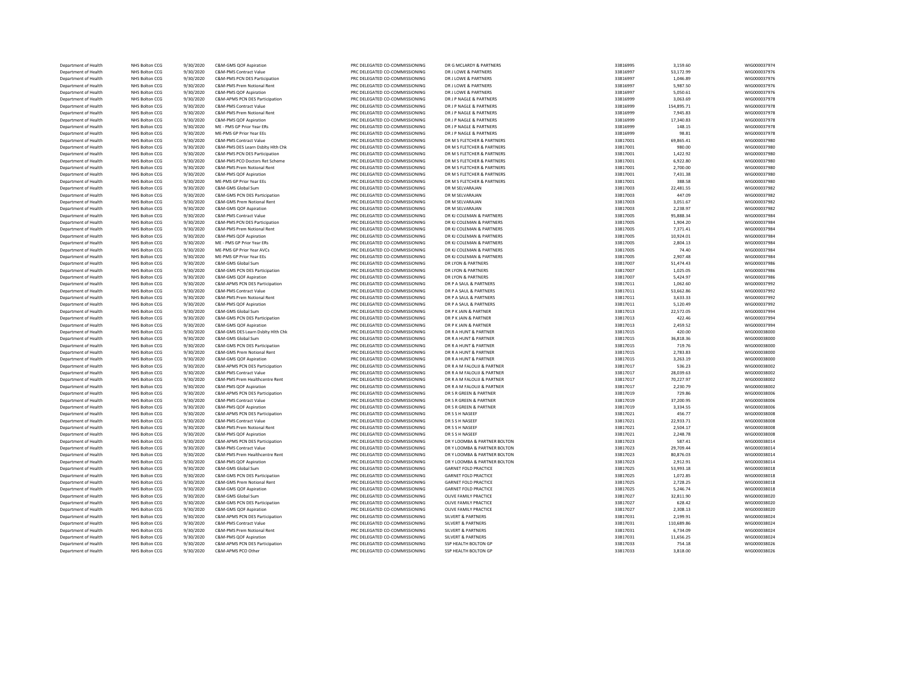| | | | | | | | | |
|---|---|---|---|---|---|---|---|---|
| Department of Health | NHS Bolton CCG | 9/30/2020 | C&M-GMS QOF Aspiration | PRC DELEGATED CO-COMMISSIONING | DR G MCLARDY & PARTNERS | 33816995 | 3,159.60 | WIG000037974 |
| Department of Health | NHS Bolton CCG | 9/30/2020 | C&M-PMS Contract Value | PRC DELEGATED CO-COMMISSIONING | DR J LOWE & PARTNERS | 33816997 | 53,172.99 | WIG000037976 |
| Department of Health | NHS Bolton CCG | 9/30/2020 | C&M-PMS PCN DES Participation | PRC DELEGATED CO-COMMISSIONING | DR J LOWE & PARTNERS | 33816997 | 1,046.89 | WIG000037976 |
| Department of Health | NHS Bolton CCG | 9/30/2020 | C&M-PMS Prem Notional Rent | PRC DELEGATED CO-COMMISSIONING | DR J LOWE & PARTNERS | 33816997 | 5,987.50 | WIG000037976 |
| Department of Health | NHS Bolton CCG | 9/30/2020 | C&M-PMS QOF Aspiration | PRC DELEGATED CO-COMMISSIONING | DR J LOWE & PARTNERS | 33816997 | 5,050.61 | WIG000037976 |
| Department of Health | NHS Bolton CCG | 9/30/2020 | C&M-APMS PCN DES Participation | PRC DELEGATED CO-COMMISSIONING | DR J P NAGLE & PARTNERS | 33816999 | 3,063.69 | WIG000037978 |
| Department of Health | NHS Bolton CCG | 9/30/2020 | C&M-PMS Contract Value | PRC DELEGATED CO-COMMISSIONING | DR J P NAGLE & PARTNERS | 33816999 | 154,895.71 | WIG000037978 |
| Department of Health | NHS Bolton CCG | 9/30/2020 | C&M-PMS Prem Notional Rent | PRC DELEGATED CO-COMMISSIONING | DR J P NAGLE & PARTNERS | 33816999 | 7,945.83 | WIG000037978 |
| Department of Health | NHS Bolton CCG | 9/30/2020 | C&M-PMS QOF Aspiration | PRC DELEGATED CO-COMMISSIONING | DR J P NAGLE & PARTNERS | 33816999 | 17,340.83 | WIG000037978 |
| Department of Health | NHS Bolton CCG | 9/30/2020 | ME - PMS GP Prior Year ERs | PRC DELEGATED CO-COMMISSIONING | DR J P NAGLE & PARTNERS | 33816999 | 148.15 | WIG000037978 |
| Department of Health | NHS Bolton CCG | 9/30/2020 | ME-PMS GP Prior Year EEs | PRC DELEGATED CO-COMMISSIONING | DR J P NAGLE & PARTNERS | 33816999 | 98.81 | WIG000037978 |
| Department of Health | NHS Bolton CCG | 9/30/2020 | C&M-PMS Contract Value | PRC DELEGATED CO-COMMISSIONING | DR M S FLETCHER & PARTNERS | 33817001 | 69,865.41 | WIG000037980 |
| Department of Health | NHS Bolton CCG | 9/30/2020 | C&M-PMS DES Learn Dsblty Hlth Chk | PRC DELEGATED CO-COMMISSIONING | DR M S FLETCHER & PARTNERS | 33817001 | 980.00 | WIG000037980 |
| Department of Health | NHS Bolton CCG | 9/30/2020 | C&M-PMS PCN DES Participation | PRC DELEGATED CO-COMMISSIONING | DR M S FLETCHER & PARTNERS | 33817001 | 1,422.92 | WIG000037980 |
| Department of Health | NHS Bolton CCG | 9/30/2020 | C&M-PMS PCO Doctors Ret Scheme | PRC DELEGATED CO-COMMISSIONING | DR M S FLETCHER & PARTNERS | 33817001 | 6,922.80 | WIG000037980 |
| Department of Health | NHS Bolton CCG | 9/30/2020 | C&M-PMS Prem Notional Rent | PRC DELEGATED CO-COMMISSIONING | DR M S FLETCHER & PARTNERS | 33817001 | 2,700.00 | WIG000037980 |
| Department of Health | NHS Bolton CCG | 9/30/2020 | C&M-PMS QOF Aspiration | PRC DELEGATED CO-COMMISSIONING | DR M S FLETCHER & PARTNERS | 33817001 | 7,431.38 | WIG000037980 |
| Department of Health | NHS Bolton CCG | 9/30/2020 | ME-PMS GP Prior Year EEs | PRC DELEGATED CO-COMMISSIONING | DR M S FLETCHER & PARTNERS | 33817001 | 388.58 | WIG000037980 |
| Department of Health | NHS Bolton CCG | 9/30/2020 | C&M-GMS Global Sum | PRC DELEGATED CO-COMMISSIONING | DR M SELVARAJAN | 33817003 | 22,481.55 | WIG000037982 |
| Department of Health | NHS Bolton CCG | 9/30/2020 | C&M-GMS PCN DES Participation | PRC DELEGATED CO-COMMISSIONING | DR M SELVARAJAN | 33817003 | 447.09 | WIG000037982 |
| Department of Health | NHS Bolton CCG | 9/30/2020 | C&M-GMS Prem Notional Rent | PRC DELEGATED CO-COMMISSIONING | DR M SELVARAJAN | 33817003 | 3,051.67 | WIG000037982 |
| Department of Health | NHS Bolton CCG | 9/30/2020 | C&M-GMS QOF Aspiration | PRC DELEGATED CO-COMMISSIONING | DR M SELVARAJAN | 33817003 | 2,238.97 | WIG000037982 |
| Department of Health | NHS Bolton CCG | 9/30/2020 | C&M-PMS Contract Value | PRC DELEGATED CO-COMMISSIONING | DR KJ COLEMAN & PARTNERS | 33817005 | 95,888.34 | WIG000037984 |
| Department of Health | NHS Bolton CCG | 9/30/2020 | C&M-PMS PCN DES Participation | PRC DELEGATED CO-COMMISSIONING | DR KJ COLEMAN & PARTNERS | 33817005 | 1,904.20 | WIG000037984 |
| Department of Health | NHS Bolton CCG | 9/30/2020 | C&M-PMS Prem Notional Rent | PRC DELEGATED CO-COMMISSIONING | DR KJ COLEMAN & PARTNERS | 33817005 | 7,371.41 | WIG000037984 |
| Department of Health | NHS Bolton CCG | 9/30/2020 | C&M-PMS QOF Aspiration | PRC DELEGATED CO-COMMISSIONING | DR KJ COLEMAN & PARTNERS | 33817005 | 10,924.01 | WIG000037984 |
| Department of Health | NHS Bolton CCG | 9/30/2020 | ME - PMS GP Prior Year ERs | PRC DELEGATED CO-COMMISSIONING | DR KJ COLEMAN & PARTNERS | 33817005 | 2,804.13 | WIG000037984 |
| Department of Health | NHS Bolton CCG | 9/30/2020 | ME-PMS GP Prior Year AVCs | PRC DELEGATED CO-COMMISSIONING | DR KJ COLEMAN & PARTNERS | 33817005 | 74.40 | WIG000037984 |
| Department of Health | NHS Bolton CCG | 9/30/2020 | ME-PMS GP Prior Year EEs | PRC DELEGATED CO-COMMISSIONING | DR KJ COLEMAN & PARTNERS | 33817005 | 2,907.48 | WIG000037984 |
| Department of Health | NHS Bolton CCG | 9/30/2020 | C&M-GMS Global Sum | PRC DELEGATED CO-COMMISSIONING | DR LYON & PARTNERS | 33817007 | 51,474.43 | WIG000037986 |
| Department of Health | NHS Bolton CCG | 9/30/2020 | C&M-GMS PCN DES Participation | PRC DELEGATED CO-COMMISSIONING | DR LYON & PARTNERS | 33817007 | 1,025.05 | WIG000037986 |
| Department of Health | NHS Bolton CCG | 9/30/2020 | C&M-GMS QOF Aspiration | PRC DELEGATED CO-COMMISSIONING | DR LYON & PARTNERS | 33817007 | 5,424.97 | WIG000037986 |
| Department of Health | NHS Bolton CCG | 9/30/2020 | C&M-APMS PCN DES Participation | PRC DELEGATED CO-COMMISSIONING | DR P A SAUL & PARTNERS | 33817011 | 1,062.60 | WIG000037992 |
| Department of Health | NHS Bolton CCG | 9/30/2020 | C&M-PMS Contract Value | PRC DELEGATED CO-COMMISSIONING | DR P A SAUL & PARTNERS | 33817011 | 53,662.86 | WIG000037992 |
| Department of Health | NHS Bolton CCG | 9/30/2020 | C&M-PMS Prem Notional Rent | PRC DELEGATED CO-COMMISSIONING | DR P A SAUL & PARTNERS | 33817011 | 3,633.33 | WIG000037992 |
| Department of Health | NHS Bolton CCG | 9/30/2020 | C&M-PMS QOF Aspiration | PRC DELEGATED CO-COMMISSIONING | DR P A SAUL & PARTNERS | 33817011 | 5,120.49 | WIG000037992 |
| Department of Health | NHS Bolton CCG | 9/30/2020 | C&M-GMS Global Sum | PRC DELEGATED CO-COMMISSIONING | DR P K JAIN & PARTNER | 33817013 | 22,572.05 | WIG000037994 |
| Department of Health | NHS Bolton CCG | 9/30/2020 | C&M-GMS PCN DES Participation | PRC DELEGATED CO-COMMISSIONING | DR P K JAIN & PARTNER | 33817013 | 422.46 | WIG000037994 |
| Department of Health | NHS Bolton CCG | 9/30/2020 | C&M-GMS QOF Aspiration | PRC DELEGATED CO-COMMISSIONING | DR P K JAIN & PARTNER | 33817013 | 2,459.52 | WIG000037994 |
| Department of Health | NHS Bolton CCG | 9/30/2020 | C&M-GMS DES Learn Dsblty Hlth Chk | PRC DELEGATED CO-COMMISSIONING | DR R A HUNT & PARTNER | 33817015 | 420.00 | WIG000038000 |
| Department of Health | NHS Bolton CCG | 9/30/2020 | C&M-GMS Global Sum | PRC DELEGATED CO-COMMISSIONING | DR R A HUNT & PARTNER | 33817015 | 36,818.36 | WIG000038000 |
| Department of Health | NHS Bolton CCG | 9/30/2020 | C&M-GMS PCN DES Participation | PRC DELEGATED CO-COMMISSIONING | DR R A HUNT & PARTNER | 33817015 | 719.76 | WIG000038000 |
| Department of Health | NHS Bolton CCG | 9/30/2020 | C&M-GMS Prem Notional Rent | PRC DELEGATED CO-COMMISSIONING | DR R A HUNT & PARTNER | 33817015 | 2,783.83 | WIG000038000 |
| Department of Health | NHS Bolton CCG | 9/30/2020 | C&M-GMS QOF Aspiration | PRC DELEGATED CO-COMMISSIONING | DR R A HUNT & PARTNER | 33817015 | 3,263.19 | WIG000038000 |
| Department of Health | NHS Bolton CCG | 9/30/2020 | C&M-APMS PCN DES Participation | PRC DELEGATED CO-COMMISSIONING | DR R A M FALOUJI & PARTNER | 33817017 | 536.23 | WIG000038002 |
| Department of Health | NHS Bolton CCG | 9/30/2020 | C&M-PMS Contract Value | PRC DELEGATED CO-COMMISSIONING | DR R A M FALOUJI & PARTNER | 33817017 | 28,039.63 | WIG000038002 |
| Department of Health | NHS Bolton CCG | 9/30/2020 | C&M-PMS Prem Healthcentre Rent | PRC DELEGATED CO-COMMISSIONING | DR R A M FALOUJI & PARTNER | 33817017 | 70,227.97 | WIG000038002 |
| Department of Health | NHS Bolton CCG | 9/30/2020 | C&M-PMS QOF Aspiration | PRC DELEGATED CO-COMMISSIONING | DR R A M FALOUJI & PARTNER | 33817017 | 2,230.79 | WIG000038002 |
| Department of Health | NHS Bolton CCG | 9/30/2020 | C&M-APMS PCN DES Participation | PRC DELEGATED CO-COMMISSIONING | DR S R GREEN & PARTNER | 33817019 | 729.86 | WIG000038006 |
| Department of Health | NHS Bolton CCG | 9/30/2020 | C&M-PMS Contract Value | PRC DELEGATED CO-COMMISSIONING | DR S R GREEN & PARTNER | 33817019 | 37,200.95 | WIG000038006 |
| Department of Health | NHS Bolton CCG | 9/30/2020 | C&M-PMS QOF Aspiration | PRC DELEGATED CO-COMMISSIONING | DR S R GREEN & PARTNER | 33817019 | 3,334.55 | WIG000038006 |
| Department of Health | NHS Bolton CCG | 9/30/2020 | C&M-APMS PCN DES Participation | PRC DELEGATED CO-COMMISSIONING | DR S S H NASEEF | 33817021 | 456.77 | WIG000038008 |
| Department of Health | NHS Bolton CCG | 9/30/2020 | C&M-PMS Contract Value | PRC DELEGATED CO-COMMISSIONING | DR S S H NASEEF | 33817021 | 22,933.71 | WIG000038008 |
| Department of Health | NHS Bolton CCG | 9/30/2020 | C&M-PMS Prem Notional Rent | PRC DELEGATED CO-COMMISSIONING | DR S S H NASEEF | 33817021 | 2,504.17 | WIG000038008 |
| Department of Health | NHS Bolton CCG | 9/30/2020 | C&M-PMS QOF Aspiration | PRC DELEGATED CO-COMMISSIONING | DR S S H NASEEF | 33817021 | 2,248.78 | WIG000038008 |
| Department of Health | NHS Bolton CCG | 9/30/2020 | C&M-APMS PCN DES Participation | PRC DELEGATED CO-COMMISSIONING | DR Y LOOMBA & PARTNER BOLTON | 33817023 | 587.41 | WIG000038014 |
| Department of Health | NHS Bolton CCG | 9/30/2020 | C&M-PMS Contract Value | PRC DELEGATED CO-COMMISSIONING | DR Y LOOMBA & PARTNER BOLTON | 33817023 | 29,709.44 | WIG000038014 |
| Department of Health | NHS Bolton CCG | 9/30/2020 | C&M-PMS Prem Healthcentre Rent | PRC DELEGATED CO-COMMISSIONING | DR Y LOOMBA & PARTNER BOLTON | 33817023 | 80,876.03 | WIG000038014 |
| Department of Health | NHS Bolton CCG | 9/30/2020 | C&M-PMS QOF Aspiration | PRC DELEGATED CO-COMMISSIONING | DR Y LOOMBA & PARTNER BOLTON | 33817023 | 2,912.91 | WIG000038014 |
| Department of Health | NHS Bolton CCG | 9/30/2020 | C&M-GMS Global Sum | PRC DELEGATED CO-COMMISSIONING | GARNET FOLD PRACTICE | 33817025 | 53,993.18 | WIG000038018 |
| Department of Health | NHS Bolton CCG | 9/30/2020 | C&M-GMS PCN DES Participation | PRC DELEGATED CO-COMMISSIONING | GARNET FOLD PRACTICE | 33817025 | 1,072.85 | WIG000038018 |
| Department of Health | NHS Bolton CCG | 9/30/2020 | C&M-GMS Prem Notional Rent | PRC DELEGATED CO-COMMISSIONING | GARNET FOLD PRACTICE | 33817025 | 2,728.25 | WIG000038018 |
| Department of Health | NHS Bolton CCG | 9/30/2020 | C&M-GMS QOF Aspiration | PRC DELEGATED CO-COMMISSIONING | GARNET FOLD PRACTICE | 33817025 | 5,246.74 | WIG000038018 |
| Department of Health | NHS Bolton CCG | 9/30/2020 | C&M-GMS Global Sum | PRC DELEGATED CO-COMMISSIONING | OLIVE FAMILY PRACTICE | 33817027 | 32,811.90 | WIG000038020 |
| Department of Health | NHS Bolton CCG | 9/30/2020 | C&M-GMS PCN DES Participation | PRC DELEGATED CO-COMMISSIONING | OLIVE FAMILY PRACTICE | 33817027 | 628.42 | WIG000038020 |
| Department of Health | NHS Bolton CCG | 9/30/2020 | C&M-GMS QOF Aspiration | PRC DELEGATED CO-COMMISSIONING | OLIVE FAMILY PRACTICE | 33817027 | 2,308.13 | WIG000038020 |
| Department of Health | NHS Bolton CCG | 9/30/2020 | C&M-APMS PCN DES Participation | PRC DELEGATED CO-COMMISSIONING | SILVERT & PARTNERS | 33817031 | 2,199.91 | WIG000038024 |
| Department of Health | NHS Bolton CCG | 9/30/2020 | C&M-PMS Contract Value | PRC DELEGATED CO-COMMISSIONING | SILVERT & PARTNERS | 33817031 | 110,689.86 | WIG000038024 |
| Department of Health | NHS Bolton CCG | 9/30/2020 | C&M-PMS Prem Notional Rent | PRC DELEGATED CO-COMMISSIONING | SILVERT & PARTNERS | 33817031 | 6,734.09 | WIG000038024 |
| Department of Health | NHS Bolton CCG | 9/30/2020 | C&M-PMS QOF Aspiration | PRC DELEGATED CO-COMMISSIONING | SILVERT & PARTNERS | 33817031 | 11,656.25 | WIG000038024 |
| Department of Health | NHS Bolton CCG | 9/30/2020 | C&M-APMS PCN DES Participation | PRC DELEGATED CO-COMMISSIONING | SSP HEALTH BOLTON GP | 33817033 | 754.18 | WIG000038026 |
| Department of Health | NHS Bolton CCG | 9/30/2020 | C&M-APMS PCO Other | PRC DELEGATED CO-COMMISSIONING | SSP HEALTH BOLTON GP | 33817033 | 3,818.00 | WIG000038026 |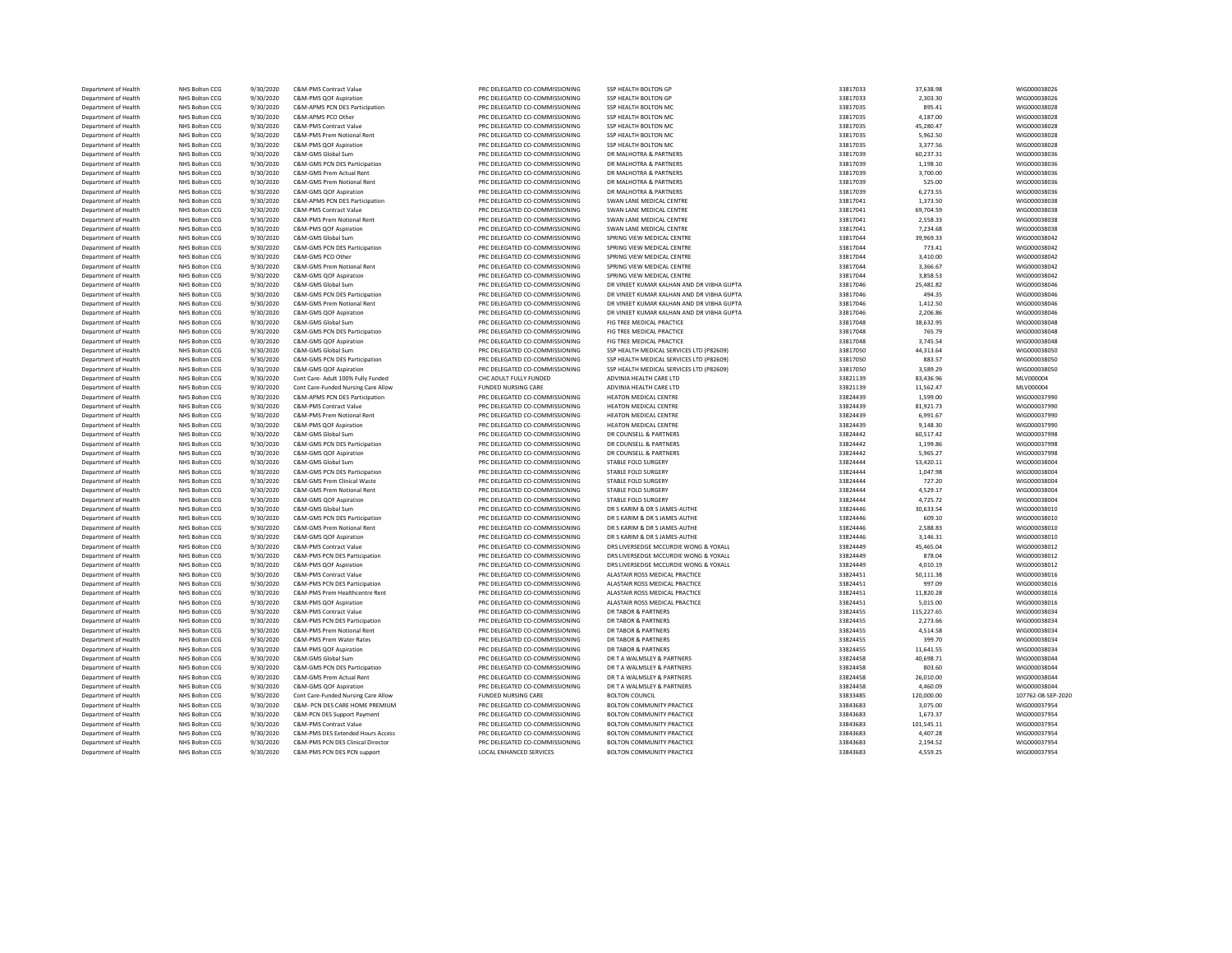| | | | | | | | | |
|---|---|---|---|---|---|---|---|---|
| Department of Health | NHS Bolton CCG | 9/30/2020 | C&M-PMS Contract Value | PRC DELEGATED CO-COMMISSIONING | SSP HEALTH BOLTON GP | 33817033 | 37,638.98 | WIG000038026 |
| Department of Health | NHS Bolton CCG | 9/30/2020 | C&M-PMS QOF Aspiration | PRC DELEGATED CO-COMMISSIONING | SSP HEALTH BOLTON GP | 33817033 | 2,303.30 | WIG000038026 |
| Department of Health | NHS Bolton CCG | 9/30/2020 | C&M-APMS PCN DES Participation | PRC DELEGATED CO-COMMISSIONING | SSP HEALTH BOLTON MC | 33817035 | 895.41 | WIG000038028 |
| Department of Health | NHS Bolton CCG | 9/30/2020 | C&M-APMS PCO Other | PRC DELEGATED CO-COMMISSIONING | SSP HEALTH BOLTON MC | 33817035 | 4,187.00 | WIG000038028 |
| Department of Health | NHS Bolton CCG | 9/30/2020 | C&M-PMS Contract Value | PRC DELEGATED CO-COMMISSIONING | SSP HEALTH BOLTON MC | 33817035 | 45,280.47 | WIG000038028 |
| Department of Health | NHS Bolton CCG | 9/30/2020 | C&M-PMS Prem Notional Rent | PRC DELEGATED CO-COMMISSIONING | SSP HEALTH BOLTON MC | 33817035 | 5,962.50 | WIG000038028 |
| Department of Health | NHS Bolton CCG | 9/30/2020 | C&M-PMS QOF Aspiration | PRC DELEGATED CO-COMMISSIONING | SSP HEALTH BOLTON MC | 33817035 | 3,377.56 | WIG000038028 |
| Department of Health | NHS Bolton CCG | 9/30/2020 | C&M-GMS Global Sum | PRC DELEGATED CO-COMMISSIONING | DR MALHOTRA & PARTNERS | 33817039 | 60,237.31 | WIG000038036 |
| Department of Health | NHS Bolton CCG | 9/30/2020 | C&M-GMS PCN DES Participation | PRC DELEGATED CO-COMMISSIONING | DR MALHOTRA & PARTNERS | 33817039 | 1,198.10 | WIG000038036 |
| Department of Health | NHS Bolton CCG | 9/30/2020 | C&M-GMS Prem Actual Rent | PRC DELEGATED CO-COMMISSIONING | DR MALHOTRA & PARTNERS | 33817039 | 3,700.00 | WIG000038036 |
| Department of Health | NHS Bolton CCG | 9/30/2020 | C&M-GMS Prem Notional Rent | PRC DELEGATED CO-COMMISSIONING | DR MALHOTRA & PARTNERS | 33817039 | 525.00 | WIG000038036 |
| Department of Health | NHS Bolton CCG | 9/30/2020 | C&M-GMS QOF Aspiration | PRC DELEGATED CO-COMMISSIONING | DR MALHOTRA & PARTNERS | 33817039 | 6,273.55 | WIG000038036 |
| Department of Health | NHS Bolton CCG | 9/30/2020 | C&M-APMS PCN DES Participation | PRC DELEGATED CO-COMMISSIONING | SWAN LANE MEDICAL CENTRE | 33817041 | 1,373.50 | WIG000038038 |
| Department of Health | NHS Bolton CCG | 9/30/2020 | C&M-PMS Contract Value | PRC DELEGATED CO-COMMISSIONING | SWAN LANE MEDICAL CENTRE | 33817041 | 69,704.59 | WIG000038038 |
| Department of Health | NHS Bolton CCG | 9/30/2020 | C&M-PMS Prem Notional Rent | PRC DELEGATED CO-COMMISSIONING | SWAN LANE MEDICAL CENTRE | 33817041 | 2,558.33 | WIG000038038 |
| Department of Health | NHS Bolton CCG | 9/30/2020 | C&M-PMS QOF Aspiration | PRC DELEGATED CO-COMMISSIONING | SWAN LANE MEDICAL CENTRE | 33817041 | 7,234.68 | WIG000038038 |
| Department of Health | NHS Bolton CCG | 9/30/2020 | C&M-GMS Global Sum | PRC DELEGATED CO-COMMISSIONING | SPRING VIEW MEDICAL CENTRE | 33817044 | 39,969.33 | WIG000038042 |
| Department of Health | NHS Bolton CCG | 9/30/2020 | C&M-GMS PCN DES Participation | PRC DELEGATED CO-COMMISSIONING | SPRING VIEW MEDICAL CENTRE | 33817044 | 773.41 | WIG000038042 |
| Department of Health | NHS Bolton CCG | 9/30/2020 | C&M-GMS PCO Other | PRC DELEGATED CO-COMMISSIONING | SPRING VIEW MEDICAL CENTRE | 33817044 | 3,410.00 | WIG000038042 |
| Department of Health | NHS Bolton CCG | 9/30/2020 | C&M-GMS Prem Notional Rent | PRC DELEGATED CO-COMMISSIONING | SPRING VIEW MEDICAL CENTRE | 33817044 | 3,366.67 | WIG000038042 |
| Department of Health | NHS Bolton CCG | 9/30/2020 | C&M-GMS QOF Aspiration | PRC DELEGATED CO-COMMISSIONING | SPRING VIEW MEDICAL CENTRE | 33817044 | 3,858.53 | WIG000038042 |
| Department of Health | NHS Bolton CCG | 9/30/2020 | C&M-GMS Global Sum | PRC DELEGATED CO-COMMISSIONING | DR VINEET KUMAR KALHAN AND DR VIBHA GUPTA | 33817046 | 25,481.82 | WIG000038046 |
| Department of Health | NHS Bolton CCG | 9/30/2020 | C&M-GMS PCN DES Participation | PRC DELEGATED CO-COMMISSIONING | DR VINEET KUMAR KALHAN AND DR VIBHA GUPTA | 33817046 | 494.35 | WIG000038046 |
| Department of Health | NHS Bolton CCG | 9/30/2020 | C&M-GMS Prem Notional Rent | PRC DELEGATED CO-COMMISSIONING | DR VINEET KUMAR KALHAN AND DR VIBHA GUPTA | 33817046 | 1,412.50 | WIG000038046 |
| Department of Health | NHS Bolton CCG | 9/30/2020 | C&M-GMS QOF Aspiration | PRC DELEGATED CO-COMMISSIONING | DR VINEET KUMAR KALHAN AND DR VIBHA GUPTA | 33817046 | 2,206.86 | WIG000038046 |
| Department of Health | NHS Bolton CCG | 9/30/2020 | C&M-GMS Global Sum | PRC DELEGATED CO-COMMISSIONING | FIG TREE MEDICAL PRACTICE | 33817048 | 38,632.95 | WIG000038048 |
| Department of Health | NHS Bolton CCG | 9/30/2020 | C&M-GMS PCN DES Participation | PRC DELEGATED CO-COMMISSIONING | FIG TREE MEDICAL PRACTICE | 33817048 | 765.79 | WIG000038048 |
| Department of Health | NHS Bolton CCG | 9/30/2020 | C&M-GMS QOF Aspiration | PRC DELEGATED CO-COMMISSIONING | FIG TREE MEDICAL PRACTICE | 33817048 | 3,745.54 | WIG000038048 |
| Department of Health | NHS Bolton CCG | 9/30/2020 | C&M-GMS Global Sum | PRC DELEGATED CO-COMMISSIONING | SSP HEALTH MEDICAL SERVICES LTD (P82609) | 33817050 | 44,313.64 | WIG000038050 |
| Department of Health | NHS Bolton CCG | 9/30/2020 | C&M-GMS PCN DES Participation | PRC DELEGATED CO-COMMISSIONING | SSP HEALTH MEDICAL SERVICES LTD (P82609) | 33817050 | 883.57 | WIG000038050 |
| Department of Health | NHS Bolton CCG | 9/30/2020 | C&M-GMS QOF Aspiration | PRC DELEGATED CO-COMMISSIONING | SSP HEALTH MEDICAL SERVICES LTD (P82609) | 33817050 | 3,589.29 | WIG000038050 |
| Department of Health | NHS Bolton CCG | 9/30/2020 | Cont Care- Adult 100% Fully Funded | CHC ADULT FULLY FUNDED | ADVINIA HEALTH CARE LTD | 33821139 | 83,436.96 | MLV000004 |
| Department of Health | NHS Bolton CCG | 9/30/2020 | Cont Care-Funded Nursing Care Allow | FUNDED NURSING CARE | ADVINIA HEALTH CARE LTD | 33821139 | 11,562.47 | MLV000004 |
| Department of Health | NHS Bolton CCG | 9/30/2020 | C&M-APMS PCN DES Participation | PRC DELEGATED CO-COMMISSIONING | HEATON MEDICAL CENTRE | 33824439 | 1,599.00 | WIG000037990 |
| Department of Health | NHS Bolton CCG | 9/30/2020 | C&M-PMS Contract Value | PRC DELEGATED CO-COMMISSIONING | HEATON MEDICAL CENTRE | 33824439 | 81,921.73 | WIG000037990 |
| Department of Health | NHS Bolton CCG | 9/30/2020 | C&M-PMS Prem Notional Rent | PRC DELEGATED CO-COMMISSIONING | HEATON MEDICAL CENTRE | 33824439 | 6,991.67 | WIG000037990 |
| Department of Health | NHS Bolton CCG | 9/30/2020 | C&M-PMS QOF Aspiration | PRC DELEGATED CO-COMMISSIONING | HEATON MEDICAL CENTRE | 33824439 | 9,148.30 | WIG000037990 |
| Department of Health | NHS Bolton CCG | 9/30/2020 | C&M-GMS Global Sum | PRC DELEGATED CO-COMMISSIONING | DR COUNSELL & PARTNERS | 33824442 | 60,517.42 | WIG000037998 |
| Department of Health | NHS Bolton CCG | 9/30/2020 | C&M-GMS PCN DES Participation | PRC DELEGATED CO-COMMISSIONING | DR COUNSELL & PARTNERS | 33824442 | 1,199.86 | WIG000037998 |
| Department of Health | NHS Bolton CCG | 9/30/2020 | C&M-GMS QOF Aspiration | PRC DELEGATED CO-COMMISSIONING | DR COUNSELL & PARTNERS | 33824442 | 5,965.27 | WIG000037998 |
| Department of Health | NHS Bolton CCG | 9/30/2020 | C&M-GMS Global Sum | PRC DELEGATED CO-COMMISSIONING | STABLE FOLD SURGERY | 33824444 | 53,420.11 | WIG000038004 |
| Department of Health | NHS Bolton CCG | 9/30/2020 | C&M-GMS PCN DES Participation | PRC DELEGATED CO-COMMISSIONING | STABLE FOLD SURGERY | 33824444 | 1,047.98 | WIG000038004 |
| Department of Health | NHS Bolton CCG | 9/30/2020 | C&M-GMS Prem Clinical Waste | PRC DELEGATED CO-COMMISSIONING | STABLE FOLD SURGERY | 33824444 | 727.20 | WIG000038004 |
| Department of Health | NHS Bolton CCG | 9/30/2020 | C&M-GMS Prem Notional Rent | PRC DELEGATED CO-COMMISSIONING | STABLE FOLD SURGERY | 33824444 | 4,529.17 | WIG000038004 |
| Department of Health | NHS Bolton CCG | 9/30/2020 | C&M-GMS QOF Aspiration | PRC DELEGATED CO-COMMISSIONING | STABLE FOLD SURGERY | 33824444 | 4,725.72 | WIG000038004 |
| Department of Health | NHS Bolton CCG | 9/30/2020 | C&M-GMS Global Sum | PRC DELEGATED CO-COMMISSIONING | DR S KARIM & DR S JAMES-AUTHE | 33824446 | 30,633.54 | WIG000038010 |
| Department of Health | NHS Bolton CCG | 9/30/2020 | C&M-GMS PCN DES Participation | PRC DELEGATED CO-COMMISSIONING | DR S KARIM & DR S JAMES-AUTHE | 33824446 | 609.10 | WIG000038010 |
| Department of Health | NHS Bolton CCG | 9/30/2020 | C&M-GMS Prem Notional Rent | PRC DELEGATED CO-COMMISSIONING | DR S KARIM & DR S JAMES-AUTHE | 33824446 | 2,588.83 | WIG000038010 |
| Department of Health | NHS Bolton CCG | 9/30/2020 | C&M-GMS QOF Aspiration | PRC DELEGATED CO-COMMISSIONING | DR S KARIM & DR S JAMES-AUTHE | 33824446 | 3,146.31 | WIG000038010 |
| Department of Health | NHS Bolton CCG | 9/30/2020 | C&M-PMS Contract Value | PRC DELEGATED CO-COMMISSIONING | DRS LIVERSEDGE MCCURDIE WONG & YOXALL | 33824449 | 45,465.04 | WIG000038012 |
| Department of Health | NHS Bolton CCG | 9/30/2020 | C&M-PMS PCN DES Participation | PRC DELEGATED CO-COMMISSIONING | DRS LIVERSEDGE MCCURDIE WONG & YOXALL | 33824449 | 878.04 | WIG000038012 |
| Department of Health | NHS Bolton CCG | 9/30/2020 | C&M-PMS QOF Aspiration | PRC DELEGATED CO-COMMISSIONING | DRS LIVERSEDGE MCCURDIE WONG & YOXALL | 33824449 | 4,010.19 | WIG000038012 |
| Department of Health | NHS Bolton CCG | 9/30/2020 | C&M-PMS Contract Value | PRC DELEGATED CO-COMMISSIONING | ALASTAIR ROSS MEDICAL PRACTICE | 33824451 | 50,111.38 | WIG000038016 |
| Department of Health | NHS Bolton CCG | 9/30/2020 | C&M-PMS PCN DES Participation | PRC DELEGATED CO-COMMISSIONING | ALASTAIR ROSS MEDICAL PRACTICE | 33824451 | 997.09 | WIG000038016 |
| Department of Health | NHS Bolton CCG | 9/30/2020 | C&M-PMS Prem Healthcentre Rent | PRC DELEGATED CO-COMMISSIONING | ALASTAIR ROSS MEDICAL PRACTICE | 33824451 | 11,820.28 | WIG000038016 |
| Department of Health | NHS Bolton CCG | 9/30/2020 | C&M-PMS QOF Aspiration | PRC DELEGATED CO-COMMISSIONING | ALASTAIR ROSS MEDICAL PRACTICE | 33824451 | 5,015.00 | WIG000038016 |
| Department of Health | NHS Bolton CCG | 9/30/2020 | C&M-PMS Contract Value | PRC DELEGATED CO-COMMISSIONING | DR TABOR & PARTNERS | 33824455 | 115,227.65 | WIG000038034 |
| Department of Health | NHS Bolton CCG | 9/30/2020 | C&M-PMS PCN DES Participation | PRC DELEGATED CO-COMMISSIONING | DR TABOR & PARTNERS | 33824455 | 2,273.66 | WIG000038034 |
| Department of Health | NHS Bolton CCG | 9/30/2020 | C&M-PMS Prem Notional Rent | PRC DELEGATED CO-COMMISSIONING | DR TABOR & PARTNERS | 33824455 | 4,514.58 | WIG000038034 |
| Department of Health | NHS Bolton CCG | 9/30/2020 | C&M-PMS Prem Water Rates | PRC DELEGATED CO-COMMISSIONING | DR TABOR & PARTNERS | 33824455 | 399.70 | WIG000038034 |
| Department of Health | NHS Bolton CCG | 9/30/2020 | C&M-PMS QOF Aspiration | PRC DELEGATED CO-COMMISSIONING | DR TABOR & PARTNERS | 33824455 | 11,641.55 | WIG000038034 |
| Department of Health | NHS Bolton CCG | 9/30/2020 | C&M-GMS Global Sum | PRC DELEGATED CO-COMMISSIONING | DR T A WALMSLEY & PARTNERS | 33824458 | 40,698.71 | WIG000038044 |
| Department of Health | NHS Bolton CCG | 9/30/2020 | C&M-GMS PCN DES Participation | PRC DELEGATED CO-COMMISSIONING | DR T A WALMSLEY & PARTNERS | 33824458 | 803.60 | WIG000038044 |
| Department of Health | NHS Bolton CCG | 9/30/2020 | C&M-GMS Prem Actual Rent | PRC DELEGATED CO-COMMISSIONING | DR T A WALMSLEY & PARTNERS | 33824458 | 26,010.00 | WIG000038044 |
| Department of Health | NHS Bolton CCG | 9/30/2020 | C&M-GMS QOF Aspiration | PRC DELEGATED CO-COMMISSIONING | DR T A WALMSLEY & PARTNERS | 33824458 | 4,460.09 | WIG000038044 |
| Department of Health | NHS Bolton CCG | 9/30/2020 | Cont Care-Funded Nursing Care Allow | FUNDED NURSING CARE | BOLTON COUNCIL | 33833485 | 120,000.00 | 107762-08-SEP-2020 |
| Department of Health | NHS Bolton CCG | 9/30/2020 | C&M- PCN DES CARE HOME PREMIUM | PRC DELEGATED CO-COMMISSIONING | BOLTON COMMUNITY PRACTICE | 33843683 | 3,075.00 | WIG000037954 |
| Department of Health | NHS Bolton CCG | 9/30/2020 | C&M-PCN DES Support Payment | PRC DELEGATED CO-COMMISSIONING | BOLTON COMMUNITY PRACTICE | 33843683 | 1,673.37 | WIG000037954 |
| Department of Health | NHS Bolton CCG | 9/30/2020 | C&M-PMS Contract Value | PRC DELEGATED CO-COMMISSIONING | BOLTON COMMUNITY PRACTICE | 33843683 | 101,545.11 | WIG000037954 |
| Department of Health | NHS Bolton CCG | 9/30/2020 | C&M-PMS DES Extended Hours Access | PRC DELEGATED CO-COMMISSIONING | BOLTON COMMUNITY PRACTICE | 33843683 | 4,407.28 | WIG000037954 |
| Department of Health | NHS Bolton CCG | 9/30/2020 | C&M-PMS PCN DES Clinical Director | PRC DELEGATED CO-COMMISSIONING | BOLTON COMMUNITY PRACTICE | 33843683 | 2,194.52 | WIG000037954 |
| Department of Health | NHS Bolton CCG | 9/30/2020 | C&M-PMS PCN DES PCN support | LOCAL ENHANCED SERVICES | BOLTON COMMUNITY PRACTICE | 33843683 | 4,559.25 | WIG000037954 |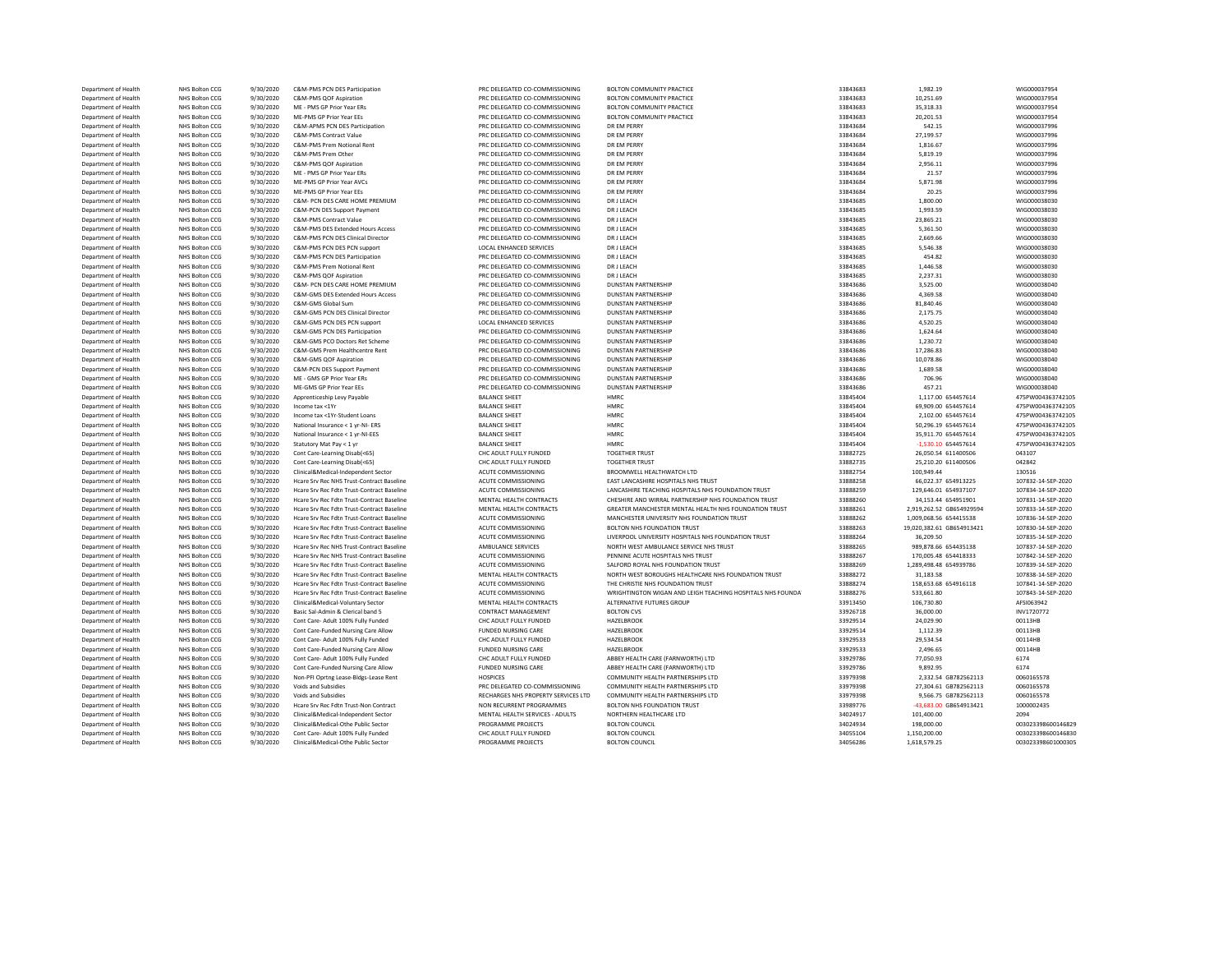| | | | | | | | | | |
|---|---|---|---|---|---|---|---|---|---|
| Department of Health | NHS Bolton CCG | 9/30/2020 | C&M-PMS PCN DES Participation | PRC DELEGATED CO-COMMISSIONING | BOLTON COMMUNITY PRACTICE | 33843683 | 1,982.19 | | WIG000037954 |
| Department of Health | NHS Bolton CCG | 9/30/2020 | C&M-PMS QOF Aspiration | PRC DELEGATED CO-COMMISSIONING | BOLTON COMMUNITY PRACTICE | 33843683 | 10,251.69 | | WIG000037954 |
| Department of Health | NHS Bolton CCG | 9/30/2020 | ME - PMS GP Prior Year ERs | PRC DELEGATED CO-COMMISSIONING | BOLTON COMMUNITY PRACTICE | 33843683 | 35,318.33 | | WIG000037954 |
| Department of Health | NHS Bolton CCG | 9/30/2020 | ME-PMS GP Prior Year EEs | PRC DELEGATED CO-COMMISSIONING | BOLTON COMMUNITY PRACTICE | 33843683 | 20,201.53 | | WIG000037954 |
| Department of Health | NHS Bolton CCG | 9/30/2020 | C&M-APMS PCN DES Participation | PRC DELEGATED CO-COMMISSIONING | DR EM PERRY | 33843684 | 542.15 | | WIG000037996 |
| Department of Health | NHS Bolton CCG | 9/30/2020 | C&M-PMS Contract Value | PRC DELEGATED CO-COMMISSIONING | DR EM PERRY | 33843684 | 27,199.57 | | WIG000037996 |
| Department of Health | NHS Bolton CCG | 9/30/2020 | C&M-PMS Prem Notional Rent | PRC DELEGATED CO-COMMISSIONING | DR EM PERRY | 33843684 | 1,816.67 | | WIG000037996 |
| Department of Health | NHS Bolton CCG | 9/30/2020 | C&M-PMS Prem Other | PRC DELEGATED CO-COMMISSIONING | DR EM PERRY | 33843684 | 5,819.19 | | WIG000037996 |
| Department of Health | NHS Bolton CCG | 9/30/2020 | C&M-PMS QOF Aspiration | PRC DELEGATED CO-COMMISSIONING | DR EM PERRY | 33843684 | 2,956.11 | | WIG000037996 |
| Department of Health | NHS Bolton CCG | 9/30/2020 | ME - PMS GP Prior Year ERs | PRC DELEGATED CO-COMMISSIONING | DR EM PERRY | 33843684 | 21.57 | | WIG000037996 |
| Department of Health | NHS Bolton CCG | 9/30/2020 | ME-PMS GP Prior Year AVCs | PRC DELEGATED CO-COMMISSIONING | DR EM PERRY | 33843684 | 5,871.98 | | WIG000037996 |
| Department of Health | NHS Bolton CCG | 9/30/2020 | ME-PMS GP Prior Year EEs | PRC DELEGATED CO-COMMISSIONING | DR EM PERRY | 33843684 | 20.25 | | WIG000037996 |
| Department of Health | NHS Bolton CCG | 9/30/2020 | C&M- PCN DES CARE HOME PREMIUM | PRC DELEGATED CO-COMMISSIONING | DR J LEACH | 33843685 | 1,800.00 | | WIG000038030 |
| Department of Health | NHS Bolton CCG | 9/30/2020 | C&M-PCN DES Support Payment | PRC DELEGATED CO-COMMISSIONING | DR J LEACH | 33843685 | 1,993.59 | | WIG000038030 |
| Department of Health | NHS Bolton CCG | 9/30/2020 | C&M-PMS Contract Value | PRC DELEGATED CO-COMMISSIONING | DR J LEACH | 33843685 | 23,865.21 | | WIG000038030 |
| Department of Health | NHS Bolton CCG | 9/30/2020 | C&M-PMS DES Extended Hours Access | PRC DELEGATED CO-COMMISSIONING | DR J LEACH | 33843685 | 5,361.50 | | WIG000038030 |
| Department of Health | NHS Bolton CCG | 9/30/2020 | C&M-PMS PCN DES Clinical Director | PRC DELEGATED CO-COMMISSIONING | DR J LEACH | 33843685 | 2,669.66 | | WIG000038030 |
| Department of Health | NHS Bolton CCG | 9/30/2020 | C&M-PMS PCN DES PCN support | LOCAL ENHANCED SERVICES | DR J LEACH | 33843685 | 5,546.38 | | WIG000038030 |
| Department of Health | NHS Bolton CCG | 9/30/2020 | C&M-PMS PCN DES Participation | PRC DELEGATED CO-COMMISSIONING | DR J LEACH | 33843685 | 454.82 | | WIG000038030 |
| Department of Health | NHS Bolton CCG | 9/30/2020 | C&M-PMS Prem Notional Rent | PRC DELEGATED CO-COMMISSIONING | DR J LEACH | 33843685 | 1,446.58 | | WIG000038030 |
| Department of Health | NHS Bolton CCG | 9/30/2020 | C&M-PMS QOF Aspiration | PRC DELEGATED CO-COMMISSIONING | DR J LEACH | 33843685 | 2,237.31 | | WIG000038030 |
| Department of Health | NHS Bolton CCG | 9/30/2020 | C&M- PCN DES CARE HOME PREMIUM | PRC DELEGATED CO-COMMISSIONING | DUNSTAN PARTNERSHIP | 33843686 | 3,525.00 | | WIG000038040 |
| Department of Health | NHS Bolton CCG | 9/30/2020 | C&M-GMS DES Extended Hours Access | PRC DELEGATED CO-COMMISSIONING | DUNSTAN PARTNERSHIP | 33843686 | 4,369.58 | | WIG000038040 |
| Department of Health | NHS Bolton CCG | 9/30/2020 | C&M-GMS Global Sum | PRC DELEGATED CO-COMMISSIONING | DUNSTAN PARTNERSHIP | 33843686 | 81,840.46 | | WIG000038040 |
| Department of Health | NHS Bolton CCG | 9/30/2020 | C&M-GMS PCN DES Clinical Director | PRC DELEGATED CO-COMMISSIONING | DUNSTAN PARTNERSHIP | 33843686 | 2,175.75 | | WIG000038040 |
| Department of Health | NHS Bolton CCG | 9/30/2020 | C&M-GMS PCN DES PCN support | LOCAL ENHANCED SERVICES | DUNSTAN PARTNERSHIP | 33843686 | 4,520.25 | | WIG000038040 |
| Department of Health | NHS Bolton CCG | 9/30/2020 | C&M-GMS PCN DES Participation | PRC DELEGATED CO-COMMISSIONING | DUNSTAN PARTNERSHIP | 33843686 | 1,624.64 | | WIG000038040 |
| Department of Health | NHS Bolton CCG | 9/30/2020 | C&M-GMS PCO Doctors Ret Scheme | PRC DELEGATED CO-COMMISSIONING | DUNSTAN PARTNERSHIP | 33843686 | 1,230.72 | | WIG000038040 |
| Department of Health | NHS Bolton CCG | 9/30/2020 | C&M-GMS Prem Healthcentre Rent | PRC DELEGATED CO-COMMISSIONING | DUNSTAN PARTNERSHIP | 33843686 | 17,286.83 | | WIG000038040 |
| Department of Health | NHS Bolton CCG | 9/30/2020 | C&M-GMS QOF Aspiration | PRC DELEGATED CO-COMMISSIONING | DUNSTAN PARTNERSHIP | 33843686 | 10,078.86 | | WIG000038040 |
| Department of Health | NHS Bolton CCG | 9/30/2020 | C&M-PCN DES Support Payment | PRC DELEGATED CO-COMMISSIONING | DUNSTAN PARTNERSHIP | 33843686 | 1,689.58 | | WIG000038040 |
| Department of Health | NHS Bolton CCG | 9/30/2020 | ME - GMS GP Prior Year ERs | PRC DELEGATED CO-COMMISSIONING | DUNSTAN PARTNERSHIP | 33843686 | 706.96 | | WIG000038040 |
| Department of Health | NHS Bolton CCG | 9/30/2020 | ME-GMS GP Prior Year EEs | PRC DELEGATED CO-COMMISSIONING | DUNSTAN PARTNERSHIP | 33843686 | 457.21 | | WIG000038040 |
| Department of Health | NHS Bolton CCG | 9/30/2020 | Apprenticeship Levy Payable | BALANCE SHEET | HMRC | 33845404 | 1,117.00 | 654457614 | 475PW004363742105 |
| Department of Health | NHS Bolton CCG | 9/30/2020 | Income tax <1Yr | BALANCE SHEET | HMRC | 33845404 | 69,909.00 | 654457614 | 475PW004363742105 |
| Department of Health | NHS Bolton CCG | 9/30/2020 | Income tax <1Yr-Student Loans | BALANCE SHEET | HMRC | 33845404 | 2,102.00 | 654457614 | 475PW004363742105 |
| Department of Health | NHS Bolton CCG | 9/30/2020 | National Insurance < 1 yr-NI- ERS | BALANCE SHEET | HMRC | 33845404 | 50,296.19 | 654457614 | 475PW004363742105 |
| Department of Health | NHS Bolton CCG | 9/30/2020 | National Insurance < 1 yr-NI-EES | BALANCE SHEET | HMRC | 33845404 | 35,911.70 | 654457614 | 475PW004363742105 |
| Department of Health | NHS Bolton CCG | 9/30/2020 | Statutory Mat Pay < 1 yr | BALANCE SHEET | HMRC | 33845404 | -1,530.10 | 654457614 | 475PW004363742105 |
| Department of Health | NHS Bolton CCG | 9/30/2020 | Cont Care-Learning Disab(<65) | CHC ADULT FULLY FUNDED | TOGETHER TRUST | 33882725 | 26,050.54 | 611400506 | 043107 |
| Department of Health | NHS Bolton CCG | 9/30/2020 | Cont Care-Learning Disab(<65) | CHC ADULT FULLY FUNDED | TOGETHER TRUST | 33882735 | 25,210.20 | 611400506 | 042842 |
| Department of Health | NHS Bolton CCG | 9/30/2020 | Clinical&Medical-Independent Sector | ACUTE COMMISSIONING | BROOMWELL HEALTHWATCH LTD | 33882754 | 100,949.44 | | 130516 |
| Department of Health | NHS Bolton CCG | 9/30/2020 | Hcare Srv Rec NHS Trust-Contract Baseline | ACUTE COMMISSIONING | EAST LANCASHIRE HOSPITALS NHS TRUST | 33888258 | 66,022.37 | 654913225 | 107832-14-SEP-2020 |
| Department of Health | NHS Bolton CCG | 9/30/2020 | Hcare Srv Rec Fdtn Trust-Contract Baseline | ACUTE COMMISSIONING | LANCASHIRE TEACHING HOSPITALS NHS FOUNDATION TRUST | 33888259 | 129,646.01 | 654937107 | 107834-14-SEP-2020 |
| Department of Health | NHS Bolton CCG | 9/30/2020 | Hcare Srv Rec Fdtn Trust-Contract Baseline | MENTAL HEALTH CONTRACTS | CHESHIRE AND WIRRAL PARTNERSHIP NHS FOUNDATION TRUST | 33888260 | 34,153.44 | 654951901 | 107831-14-SEP-2020 |
| Department of Health | NHS Bolton CCG | 9/30/2020 | Hcare Srv Rec Fdtn Trust-Contract Baseline | MENTAL HEALTH CONTRACTS | GREATER MANCHESTER MENTAL HEALTH NHS FOUNDATION TRUST | 33888261 | 2,919,262.52 | GB654929594 | 107833-14-SEP-2020 |
| Department of Health | NHS Bolton CCG | 9/30/2020 | Hcare Srv Rec Fdtn Trust-Contract Baseline | ACUTE COMMISSIONING | MANCHESTER UNIVERSITY NHS FOUNDATION TRUST | 33888262 | 1,009,068.56 | 654415538 | 107836-14-SEP-2020 |
| Department of Health | NHS Bolton CCG | 9/30/2020 | Hcare Srv Rec Fdtn Trust-Contract Baseline | ACUTE COMMISSIONING | BOLTON NHS FOUNDATION TRUST | 33888263 | 19,020,382.61 | GB654913421 | 107830-14-SEP-2020 |
| Department of Health | NHS Bolton CCG | 9/30/2020 | Hcare Srv Rec Fdtn Trust-Contract Baseline | ACUTE COMMISSIONING | LIVERPOOL UNIVERSITY HOSPITALS NHS FOUNDATION TRUST | 33888264 | 36,209.50 | | 107835-14-SEP-2020 |
| Department of Health | NHS Bolton CCG | 9/30/2020 | Hcare Srv Rec NHS Trust-Contract Baseline | AMBULANCE SERVICES | NORTH WEST AMBULANCE SERVICE NHS TRUST | 33888265 | 989,878.66 | 654435138 | 107837-14-SEP-2020 |
| Department of Health | NHS Bolton CCG | 9/30/2020 | Hcare Srv Rec NHS Trust-Contract Baseline | ACUTE COMMISSIONING | PENNINE ACUTE HOSPITALS NHS TRUST | 33888267 | 170,005.48 | 654418333 | 107842-14-SEP-2020 |
| Department of Health | NHS Bolton CCG | 9/30/2020 | Hcare Srv Rec Fdtn Trust-Contract Baseline | ACUTE COMMISSIONING | SALFORD ROYAL NHS FOUNDATION TRUST | 33888269 | 1,289,498.48 | 654939786 | 107839-14-SEP-2020 |
| Department of Health | NHS Bolton CCG | 9/30/2020 | Hcare Srv Rec Fdtn Trust-Contract Baseline | MENTAL HEALTH CONTRACTS | NORTH WEST BOROUGHS HEALTHCARE NHS FOUNDATION TRUST | 33888272 | 31,183.58 | | 107838-14-SEP-2020 |
| Department of Health | NHS Bolton CCG | 9/30/2020 | Hcare Srv Rec Fdtn Trust-Contract Baseline | ACUTE COMMISSIONING | THE CHRISTIE NHS FOUNDATION TRUST | 33888274 | 158,653.68 | 654916118 | 107841-14-SEP-2020 |
| Department of Health | NHS Bolton CCG | 9/30/2020 | Hcare Srv Rec Fdtn Trust-Contract Baseline | ACUTE COMMISSIONING | WRIGHTINGTON WIGAN AND LEIGH TEACHING HOSPITALS NHS FOUNDA | 33888276 | 533,661.80 | | 107843-14-SEP-2020 |
| Department of Health | NHS Bolton CCG | 9/30/2020 | Clinical&Medical-Voluntary Sector | MENTAL HEALTH CONTRACTS | ALTERNATIVE FUTURES GROUP | 33913450 | 106,730.80 | | AFSI063942 |
| Department of Health | NHS Bolton CCG | 9/30/2020 | Basic Sal-Admin & Clerical band 5 | CONTRACT MANAGEMENT | BOLTON CVS | 33926718 | 36,000.00 | | INV1720772 |
| Department of Health | NHS Bolton CCG | 9/30/2020 | Cont Care- Adult 100% Fully Funded | CHC ADULT FULLY FUNDED | HAZELBROOK | 33929514 | 24,029.90 | | 00113HB |
| Department of Health | NHS Bolton CCG | 9/30/2020 | Cont Care-Funded Nursing Care Allow | FUNDED NURSING CARE | HAZELBROOK | 33929514 | 1,112.39 | | 00113HB |
| Department of Health | NHS Bolton CCG | 9/30/2020 | Cont Care- Adult 100% Fully Funded | CHC ADULT FULLY FUNDED | HAZELBROOK | 33929533 | 29,534.54 | | 00114HB |
| Department of Health | NHS Bolton CCG | 9/30/2020 | Cont Care-Funded Nursing Care Allow | FUNDED NURSING CARE | HAZELBROOK | 33929533 | 2,496.65 | | 00114HB |
| Department of Health | NHS Bolton CCG | 9/30/2020 | Cont Care- Adult 100% Fully Funded | CHC ADULT FULLY FUNDED | ABBEY HEALTH CARE (FARNWORTH) LTD | 33929786 | 77,050.93 | | 6174 |
| Department of Health | NHS Bolton CCG | 9/30/2020 | Cont Care-Funded Nursing Care Allow | FUNDED NURSING CARE | ABBEY HEALTH CARE (FARNWORTH) LTD | 33929786 | 9,892.95 | | 6174 |
| Department of Health | NHS Bolton CCG | 9/30/2020 | Non-PFI Oprtng Lease-Bldgs-Lease Rent | HOSPICES | COMMUNITY HEALTH PARTNERSHIPS LTD | 33979398 | 2,332.54 | GB782562113 | 0060165578 |
| Department of Health | NHS Bolton CCG | 9/30/2020 | Voids and Subsidies | PRC DELEGATED CO-COMMISSIONING | COMMUNITY HEALTH PARTNERSHIPS LTD | 33979398 | 27,304.61 | GB782562113 | 0060165578 |
| Department of Health | NHS Bolton CCG | 9/30/2020 | Voids and Subsidies | RECHARGES NHS PROPERTY SERVICES LTD | COMMUNITY HEALTH PARTNERSHIPS LTD | 33979398 | 9,566.75 | GB782562113 | 0060165578 |
| Department of Health | NHS Bolton CCG | 9/30/2020 | Hcare Srv Rec Fdtn Trust-Non Contract | NON RECURRENT PROGRAMMES | BOLTON NHS FOUNDATION TRUST | 33989776 | -43,683.00 | GB654913421 | 1000002435 |
| Department of Health | NHS Bolton CCG | 9/30/2020 | Clinical&Medical-Independent Sector | MENTAL HEALTH SERVICES - ADULTS | NORTHERN HEALTHCARE LTD | 34024917 | 101,400.00 | | 2094 |
| Department of Health | NHS Bolton CCG | 9/30/2020 | Clinical&Medical-Othe Public Sector | PROGRAMME PROJECTS | BOLTON COUNCIL | 34024934 | 198,000.00 | | 003023398600146829 |
| Department of Health | NHS Bolton CCG | 9/30/2020 | Cont Care- Adult 100% Fully Funded | CHC ADULT FULLY FUNDED | BOLTON COUNCIL | 34055104 | 1,150,200.00 | | 003023398600146830 |
| Department of Health | NHS Bolton CCG | 9/30/2020 | Clinical&Medical-Othe Public Sector | PROGRAMME PROJECTS | BOLTON COUNCIL | 34056286 | 1,618,579.25 | | 003023398601000305 |